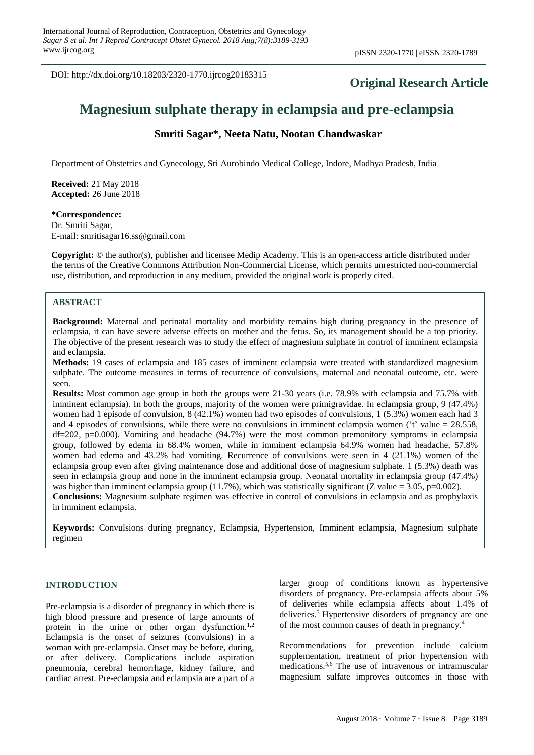DOI: http://dx.doi.org/10.18203/2320-1770.ijrcog20183315

**Original Research Article**

# Magnesium sulphate therapy in eclampsia and pre-eclampsia

**Smriti Sagar*, Neeta Natu, Nootan Chandwaskar**

Department of Obstetrics and Gynecology, Sri Aurobindo Medical College, Indore, Madhya Pradesh, India

**Received:** 21 May 2018
**Accepted:** 26 June 2018

**\*Correspondence:**
Dr. Smriti Sagar,
E-mail: smritisagar16.ss@gmail.com

**Copyright:** © the author(s), publisher and licensee Medip Academy. This is an open-access article distributed under the terms of the Creative Commons Attribution Non-Commercial License, which permits unrestricted non-commercial use, distribution, and reproduction in any medium, provided the original work is properly cited.

## ABSTRACT

**Background:** Maternal and perinatal mortality and morbidity remains high during pregnancy in the presence of eclampsia, it can have severe adverse effects on mother and the fetus. So, its management should be a top priority. The objective of the present research was to study the effect of magnesium sulphate in control of imminent eclampsia and eclampsia.

**Methods:** 19 cases of eclampsia and 185 cases of imminent eclampsia were treated with standardized magnesium sulphate. The outcome measures in terms of recurrence of convulsions, maternal and neonatal outcome, etc. were seen.

**Results:** Most common age group in both the groups were 21-30 years (i.e. 78.9% with eclampsia and 75.7% with imminent eclampsia). In both the groups, majority of the women were primigravidae. In eclampsia group, 9 (47.4%) women had 1 episode of convulsion, 8 (42.1%) women had two episodes of convulsions, 1 (5.3%) women each had 3 and 4 episodes of convulsions, while there were no convulsions in imminent eclampsia women ('t' value = 28.558, df=202, p=0.000). Vomiting and headache (94.7%) were the most common premonitory symptoms in eclampsia group, followed by edema in 68.4% women, while in imminent eclampsia 64.9% women had headache, 57.8% women had edema and 43.2% had vomiting. Recurrence of convulsions were seen in 4 (21.1%) women of the eclampsia group even after giving maintenance dose and additional dose of magnesium sulphate. 1 (5.3%) death was seen in eclampsia group and none in the imminent eclampsia group. Neonatal mortality in eclampsia group (47.4%) was higher than imminent eclampsia group (11.7%), which was statistically significant (Z value = 3.05, p=0.002).

**Conclusions:** Magnesium sulphate regimen was effective in control of convulsions in eclampsia and as prophylaxis in imminent eclampsia.

**Keywords:** Convulsions during pregnancy, Eclampsia, Hypertension, Imminent eclampsia, Magnesium sulphate regimen

## INTRODUCTION

Pre-eclampsia is a disorder of pregnancy in which there is high blood pressure and presence of large amounts of protein in the urine or other organ dysfunction.[1,2] Eclampsia is the onset of seizures (convulsions) in a woman with pre-eclampsia. Onset may be before, during, or after delivery. Complications include aspiration pneumonia, cerebral hemorrhage, kidney failure, and cardiac arrest. Pre-eclampsia and eclampsia are a part of a larger group of conditions known as hypertensive disorders of pregnancy. Pre-eclampsia affects about 5% of deliveries while eclampsia affects about 1.4% of deliveries.[3] Hypertensive disorders of pregnancy are one of the most common causes of death in pregnancy.[4]

Recommendations for prevention include calcium supplementation, treatment of prior hypertension with medications.[5,6] The use of intravenous or intramuscular magnesium sulfate improves outcomes in those with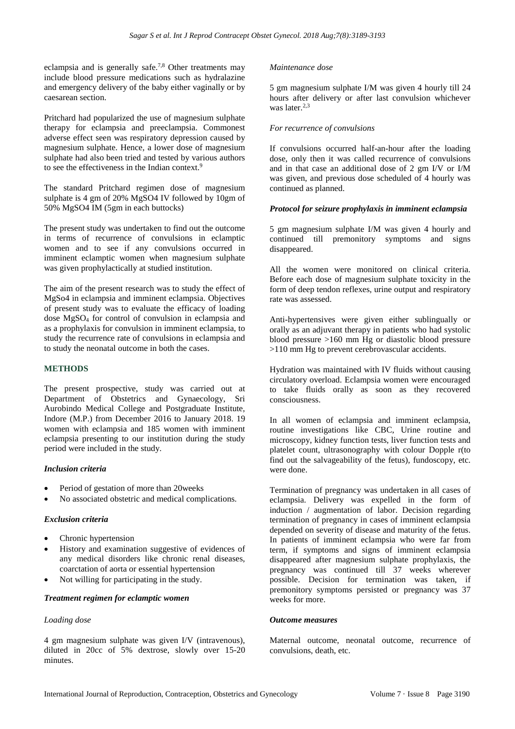eclampsia and is generally safe.[7,8] Other treatments may include blood pressure medications such as hydralazine and emergency delivery of the baby either vaginally or by caesarean section.

Pritchard had popularized the use of magnesium sulphate therapy for eclampsia and preeclampsia. Commonest adverse effect seen was respiratory depression caused by magnesium sulphate. Hence, a lower dose of magnesium sulphate had also been tried and tested by various authors to see the effectiveness in the Indian context.[9]

The standard Pritchard regimen dose of magnesium sulphate is 4 gm of 20% MgSO4 IV followed by 10gm of 50% MgSO4 IM (5gm in each buttocks)

The present study was undertaken to find out the outcome in terms of recurrence of convulsions in eclamptic women and to see if any convulsions occurred in imminent eclamptic women when magnesium sulphate was given prophylactically at studied institution.

The aim of the present research was to study the effect of MgSo4 in eclampsia and imminent eclampsia. Objectives of present study was to evaluate the efficacy of loading dose $MgSO_4$ for control of convulsion in eclampsia and as a prophylaxis for convulsion in imminent eclampsia, to study the recurrence rate of convulsions in eclampsia and to study the neonatal outcome in both the cases.

## METHODS

The present prospective, study was carried out at Department of Obstetrics and Gynaecology, Sri Aurobindo Medical College and Postgraduate Institute, Indore (M.P.) from December 2016 to January 2018. 19 women with eclampsia and 185 women with imminent eclampsia presenting to our institution during the study period were included in the study.

### *Inclusion criteria*

- Period of gestation of more than 20weeks
- No associated obstetric and medical complications.

### *Exclusion criteria*

- Chronic hypertension
- History and examination suggestive of evidences of any medical disorders like chronic renal diseases, coarctation of aorta or essential hypertension
- Not willing for participating in the study.

### *Treatment regimen for eclamptic women*

*Loading dose*

4 gm magnesium sulphate was given I/V (intravenous), diluted in 20cc of 5% dextrose, slowly over 15-20 minutes.

*Maintenance dose*

5 gm magnesium sulphate I/M was given 4 hourly till 24 hours after delivery or after last convulsion whichever was later.[2,3]

*For recurrence of convulsions*

If convulsions occurred half-an-hour after the loading dose, only then it was called recurrence of convulsions and in that case an additional dose of 2 gm I/V or I/M was given, and previous dose scheduled of 4 hourly was continued as planned.

### *Protocol for seizure prophylaxis in imminent eclampsia*

5 gm magnesium sulphate I/M was given 4 hourly and continued till premonitory symptoms and signs disappeared.

All the women were monitored on clinical criteria. Before each dose of magnesium sulphate toxicity in the form of deep tendon reflexes, urine output and respiratory rate was assessed.

Anti-hypertensives were given either sublingually or orally as an adjuvant therapy in patients who had systolic blood pressure >160 mm Hg or diastolic blood pressure >110 mm Hg to prevent cerebrovascular accidents.

Hydration was maintained with IV fluids without causing circulatory overload. Eclampsia women were encouraged to take fluids orally as soon as they recovered consciousness.

In all women of eclampsia and imminent eclampsia, routine investigations like CBC, Urine routine and microscopy, kidney function tests, liver function tests and platelet count, ultrasonography with colour Dopple r(to find out the salvageability of the fetus), fundoscopy, etc. were done.

Termination of pregnancy was undertaken in all cases of eclampsia. Delivery was expelled in the form of induction / augmentation of labor. Decision regarding termination of pregnancy in cases of imminent eclampsia depended on severity of disease and maturity of the fetus. In patients of imminent eclampsia who were far from term, if symptoms and signs of imminent eclampsia disappeared after magnesium sulphate prophylaxis, the pregnancy was continued till 37 weeks wherever possible. Decision for termination was taken, if premonitory symptoms persisted or pregnancy was 37 weeks for more.

### *Outcome measures*

Maternal outcome, neonatal outcome, recurrence of convulsions, death, etc.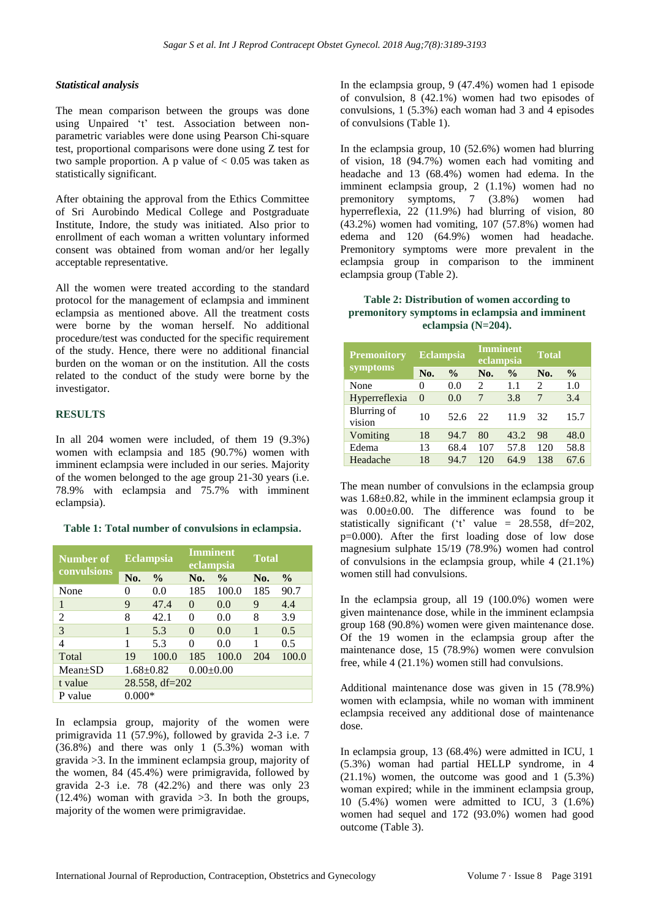### Statistical analysis

The mean comparison between the groups was done using Unpaired 't' test. Association between non-parametric variables were done using Pearson Chi-square test, proportional comparisons were done using Z test for two sample proportion. A p value of $< 0.05$ was taken as statistically significant.

After obtaining the approval from the Ethics Committee of Sri Aurobindo Medical College and Postgraduate Institute, Indore, the study was initiated. Also prior to enrollment of each woman a written voluntary informed consent was obtained from woman and/or her legally acceptable representative.

All the women were treated according to the standard protocol for the management of eclampsia and imminent eclampsia as mentioned above. All the treatment costs were borne by the woman herself. No additional procedure/test was conducted for the specific requirement of the study. Hence, there were no additional financial burden on the woman or on the institution. All the costs related to the conduct of the study were borne by the investigator.

## RESULTS

In all 204 women were included, of them 19 (9.3%) women with eclampsia and 185 (90.7%) women with imminent eclampsia were included in our series. Majority of the women belonged to the age group 21-30 years (i.e. 78.9% with eclampsia and 75.7% with imminent eclampsia).

**Table 1: Total number of convulsions in eclampsia.**

| Number of convulsions | Eclampsia | | Imminent eclampsia | | Total | |
|---|---|---|---|---|---|---|
| | No. | % | No. | % | No. | % |
| None | 0 | 0.0 | 185 | 100.0 | 185 | 90.7 |
| 1 | 9 | 47.4 | 0 | 0.0 | 9 | 4.4 |
| 2 | 8 | 42.1 | 0 | 0.0 | 8 | 3.9 |
| 3 | 1 | 5.3 | 0 | 0.0 | 1 | 0.5 |
| 4 | 1 | 5.3 | 0 | 0.0 | 1 | 0.5 |
| Total | 19 | 100.0 | 185 | 100.0 | 204 | 100.0 |
| Mean±SD | 1.68±0.82 | | 0.00±0.00 | | | |
| t value | 28.558, df=202 | | | | | |
| P value | 0.000* | | | | | |

In eclampsia group, majority of the women were primigravida 11 (57.9%), followed by gravida 2-3 i.e. 7 (36.8%) and there was only 1 (5.3%) woman with gravida >3. In the imminent eclampsia group, majority of the women, 84 (45.4%) were primigravida, followed by gravida 2-3 i.e. 78 (42.2%) and there was only 23 (12.4%) woman with gravida >3. In both the groups, majority of the women were primigravidae.

In the eclampsia group, 9 (47.4%) women had 1 episode of convulsion, 8 (42.1%) women had two episodes of convulsions, 1 (5.3%) each woman had 3 and 4 episodes of convulsions (Table 1).

In the eclampsia group, 10 (52.6%) women had blurring of vision, 18 (94.7%) women each had vomiting and headache and 13 (68.4%) women had edema. In the imminent eclampsia group, 2 (1.1%) women had no premonitory symptoms, 7 (3.8%) women had hyperreflexia, 22 (11.9%) had blurring of vision, 80 (43.2%) had vomiting, 107 (57.8%) women had edema and 120 (64.9%) women had headache. Premonitory symptoms were more prevalent in the eclampsia group in comparison to the imminent eclampsia group (Table 2).

**Table 2: Distribution of women according to premonitory symptoms in eclampsia and imminent eclampsia (N=204).**

| Premonitory symptoms | Eclampsia | | Imminent eclampsia | | Total | |
|---|---|---|---|---|---|---|
| | No. | % | No. | % | No. | % |
| None | 0 | 0.0 | 2 | 1.1 | 2 | 1.0 |
| Hyperreflexia | 0 | 0.0 | 7 | 3.8 | 7 | 3.4 |
| Blurring of vision | 10 | 52.6 | 22 | 11.9 | 32 | 15.7 |
| Vomiting | 18 | 94.7 | 80 | 43.2 | 98 | 48.0 |
| Edema | 13 | 68.4 | 107 | 57.8 | 120 | 58.8 |
| Headache | 18 | 94.7 | 120 | 64.9 | 138 | 67.6 |

The mean number of convulsions in the eclampsia group was 1.68±0.82, while in the imminent eclampsia group it was 0.00±0.00. The difference was found to be statistically significant ('t' value = 28.558, df=202, p=0.000). After the first loading dose of low dose magnesium sulphate 15/19 (78.9%) women had control of convulsions in the eclampsia group, while 4 (21.1%) women still had convulsions.

In the eclampsia group, all 19 (100.0%) women were given maintenance dose, while in the imminent eclampsia group 168 (90.8%) women were given maintenance dose. Of the 19 women in the eclampsia group after the maintenance dose, 15 (78.9%) women were convulsion free, while 4 (21.1%) women still had convulsions.

Additional maintenance dose was given in 15 (78.9%) women with eclampsia, while no woman with imminent eclampsia received any additional dose of maintenance dose.

In eclampsia group, 13 (68.4%) were admitted in ICU, 1 (5.3%) woman had partial HELLP syndrome, in 4 (21.1%) women, the outcome was good and 1 (5.3%) woman expired; while in the imminent eclampsia group, 10 (5.4%) women were admitted to ICU, 3 (1.6%) women had sequel and 172 (93.0%) women had good outcome (Table 3).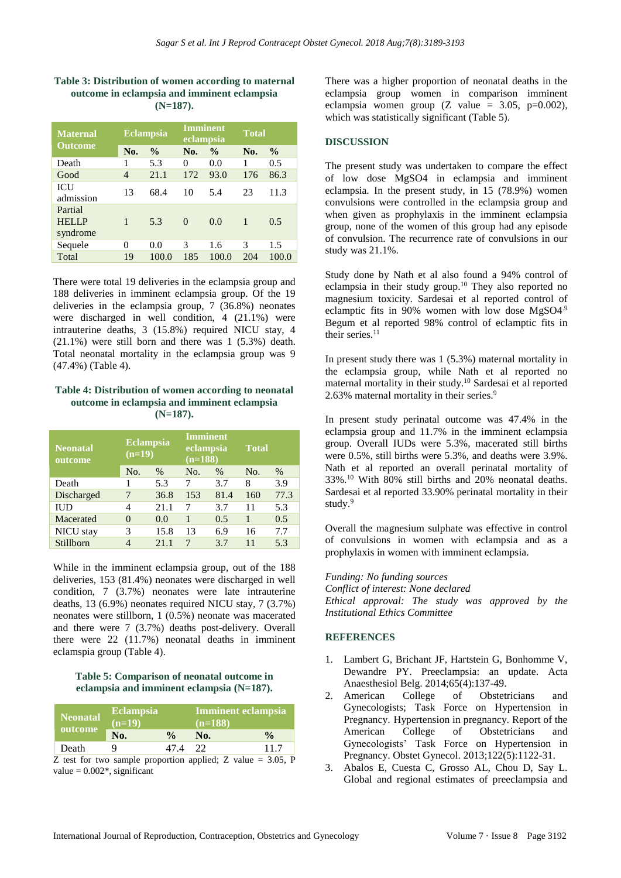**Table 3: Distribution of women according to maternal outcome in eclampsia and imminent eclampsia (N=187).**

| Maternal Outcome | Eclampsia | | Imminent eclampsia | | Total | |
|---|---|---|---|---|---|---|
| | No. | % | No. | % | No. | % |
| Death | 1 | 5.3 | 0 | 0.0 | 1 | 0.5 |
| Good | 4 | 21.1 | 172 | 93.0 | 176 | 86.3 |
| ICU admission | 13 | 68.4 | 10 | 5.4 | 23 | 11.3 |
| Partial HELLP syndrome | 1 | 5.3 | 0 | 0.0 | 1 | 0.5 |
| Sequele | 0 | 0.0 | 3 | 1.6 | 3 | 1.5 |
| Total | 19 | 100.0 | 185 | 100.0 | 204 | 100.0 |

There were total 19 deliveries in the eclampsia group and 188 deliveries in imminent eclampsia group. Of the 19 deliveries in the eclampsia group, 7 (36.8%) neonates were discharged in well condition, 4 (21.1%) were intrauterine deaths, 3 (15.8%) required NICU stay, 4 (21.1%) were still born and there was 1 (5.3%) death. Total neonatal mortality in the eclampsia group was 9 (47.4%) (Table 4).

**Table 4: Distribution of women according to neonatal outcome in eclampsia and imminent eclampsia (N=187).**

| Neonatal outcome | Eclampsia (n=19) | | Imminent eclampsia (n=188) | | Total | |
|---|---|---|---|---|---|---|
| | No. | % | No. | % | No. | % |
| Death | 1 | 5.3 | 7 | 3.7 | 8 | 3.9 |
| Discharged | 7 | 36.8 | 153 | 81.4 | 160 | 77.3 |
| IUD | 4 | 21.1 | 7 | 3.7 | 11 | 5.3 |
| Macerated | 0 | 0.0 | 1 | 0.5 | 1 | 0.5 |
| NICU stay | 3 | 15.8 | 13 | 6.9 | 16 | 7.7 |
| Stillborn | 4 | 21.1 | 7 | 3.7 | 11 | 5.3 |

While in the imminent eclampsia group, out of the 188 deliveries, 153 (81.4%) neonates were discharged in well condition, 7 (3.7%) neonates were late intrauterine deaths, 13 (6.9%) neonates required NICU stay, 7 (3.7%) neonates were stillborn, 1 (0.5%) neonate was macerated and there were 7 (3.7%) deaths post-delivery. Overall there were 22 (11.7%) neonatal deaths in imminent eclamspia group (Table 4).

**Table 5: Comparison of neonatal outcome in eclampsia and imminent eclampsia (N=187).**

| Neonatal outcome | Eclampsia (n=19) | | Imminent eclampsia (n=188) | |
|---|---|---|---|---|
| | No. | % | No. | % |
| Death | 9 | 47.4 | 22 | 11.7 |

Z test for two sample proportion applied; Z value = 3.05, P value = 0.002*, significant

There was a higher proportion of neonatal deaths in the eclampsia group women in comparison imminent eclampsia women group (Z value = 3.05, p=0.002), which was statistically significant (Table 5).

## DISCUSSION

The present study was undertaken to compare the effect of low dose $MgSO_4$ in eclampsia and imminent eclampsia. In the present study, in 15 (78.9%) women convulsions were controlled in the eclampsia group and when given as prophylaxis in the imminent eclampsia group, none of the women of this group had any episode of convulsion. The recurrence rate of convulsions in our study was 21.1%.

Study done by Nath et al also found a 94% control of eclampsia in their study group.[10] They also reported no magnesium toxicity. Sardesai et al reported control of eclamptic fits in 90% women with low dose $MgSO_4$.[9] Begum et al reported 98% control of eclamptic fits in their series.[11]

In present study there was 1 (5.3%) maternal mortality in the eclampsia group, while Nath et al reported no maternal mortality in their study.[10] Sardesai et al reported 2.63% maternal mortality in their series.[9]

In present study perinatal outcome was 47.4% in the eclampsia group and 11.7% in the imminent eclampsia group. Overall IUDs were 5.3%, macerated still births were 0.5%, still births were 5.3%, and deaths were 3.9%. Nath et al reported an overall perinatal mortality of 33%.[10] With 80% still births and 20% neonatal deaths. Sardesai et al reported 33.90% perinatal mortality in their study.[9]

Overall the magnesium sulphate was effective in control of convulsions in women with eclampsia and as a prophylaxis in women with imminent eclampsia.

*Funding: No funding sources*
*Conflict of interest: None declared*
*Ethical approval: The study was approved by the Institutional Ethics Committee*

## REFERENCES

1. Lambert G, Brichant JF, Hartstein G, Bonhomme V, Dewandre PY. Preeclampsia: an update. Acta Anaesthesiol Belg. 2014;65(4):137-49.
2. American College of Obstetricians and Gynecologists; Task Force on Hypertension in Pregnancy. Hypertension in pregnancy. Report of the American College of Obstetricians and Gynecologists' Task Force on Hypertension in Pregnancy. Obstet Gynecol. 2013;122(5):1122-31.
3. Abalos E, Cuesta C, Grosso AL, Chou D, Say L. Global and regional estimates of preeclampsia and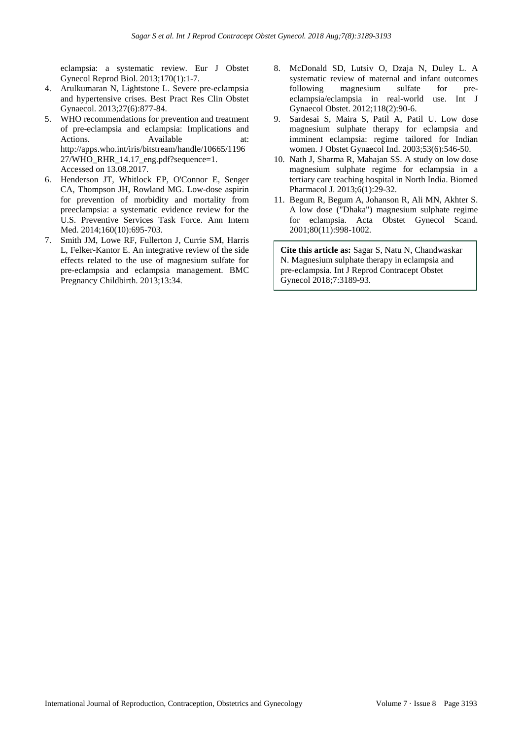eclampsia: a systematic review. Eur J Obstet Gynecol Reprod Biol. 2013;170(1):1-7.

4. Arulkumaran N, Lightstone L. Severe pre-eclampsia and hypertensive crises. Best Pract Res Clin Obstet Gynaecol. 2013;27(6):877-84.
5. WHO recommendations for prevention and treatment of pre-eclampsia and eclampsia: Implications and Actions. Available at: http://apps.who.int/iris/bitstream/handle/10665/119627/WHO_RHR_14.17_eng.pdf?sequence=1. Accessed on 13.08.2017.
6. Henderson JT, Whitlock EP, O'Connor E, Senger CA, Thompson JH, Rowland MG. Low-dose aspirin for prevention of morbidity and mortality from preeclampsia: a systematic evidence review for the U.S. Preventive Services Task Force. Ann Intern Med. 2014;160(10):695-703.
7. Smith JM, Lowe RF, Fullerton J, Currie SM, Harris L, Felker-Kantor E. An integrative review of the side effects related to the use of magnesium sulfate for pre-eclampsia and eclampsia management. BMC Pregnancy Childbirth. 2013;13:34.
8. McDonald SD, Lutsiv O, Dzaja N, Duley L. A systematic review of maternal and infant outcomes following magnesium sulfate for pre-eclampsia/eclampsia in real-world use. Int J Gynaecol Obstet. 2012;118(2):90-6.
9. Sardesai S, Maira S, Patil A, Patil U. Low dose magnesium sulphate therapy for eclampsia and imminent eclampsia: regime tailored for Indian women. J Obstet Gynaecol Ind. 2003;53(6):546-50.
10. Nath J, Sharma R, Mahajan SS. A study on low dose magnesium sulphate regime for eclampsia in a tertiary care teaching hospital in North India. Biomed Pharmacol J. 2013;6(1):29-32.
11. Begum R, Begum A, Johanson R, Ali MN, Akhter S. A low dose ("Dhaka") magnesium sulphate regime for eclampsia. Acta Obstet Gynecol Scand. 2001;80(11):998-1002.

**Cite this article as:** Sagar S, Natu N, Chandwaskar N. Magnesium sulphate therapy in eclampsia and pre-eclampsia. Int J Reprod Contracept Obstet Gynecol 2018;7:3189-93.